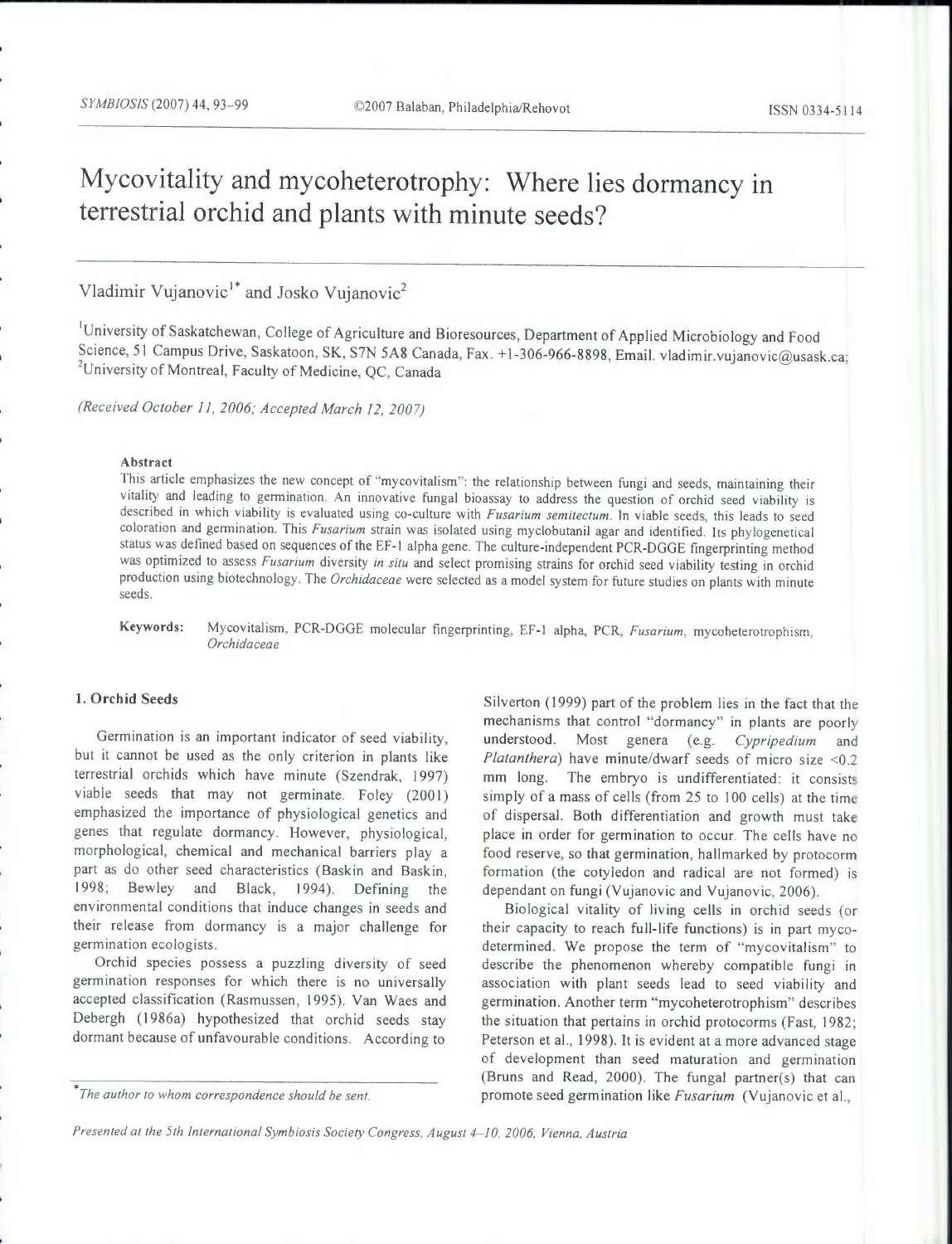# Mycovitality and mycoheterotrophy: Where lies dormancy in terrestrial orchid and plants with minute seeds?

Vladimir Vujanovic[1*] and Josko Vujanovic[2]

[1]University of Saskatchewan, College of Agriculture and Bioresources, Department of Applied Microbiology and Food Science, 51 Campus Drive, Saskatoon, SK, S7N 5A8 Canada, Fax. +1-306-966-8898, Email. vladimir.vujanovic@usask.ca;
[2]University of Montreal, Faculty of Medicine, QC, Canada

*(Received October 11, 2006; Accepted March 12, 2007)*

### Abstract

This article emphasizes the new concept of "mycovitalism": the relationship between fungi and seeds, maintaining their vitality and leading to germination. An innovative fungal bioassay to address the question of orchid seed viability is described in which viability is evaluated using co-culture with *Fusarium semitectum*. In viable seeds, this leads to seed coloration and germination. This *Fusarium* strain was isolated using myclobutanil agar and identified. Its phylogenetical status was defined based on sequences of the EF-1 alpha gene. The culture-independent PCR-DGGE fingerprinting method was optimized to assess *Fusarium* diversity *in situ* and select promising strains for orchid seed viability testing in orchid production using biotechnology. The *Orchidaceae* were selected as a model system for future studies on plants with minute seeds.

**Keywords:** Mycovitalism, PCR-DGGE molecular fingerprinting, EF-1 alpha, PCR, *Fusarium*, mycoheterotrophism, *Orchidaceae*

## 1. Orchid Seeds

Germination is an important indicator of seed viability, but it cannot be used as the only criterion in plants like terrestrial orchids which have minute (Szendrak, 1997) viable seeds that may not germinate. Foley (2001) emphasized the importance of physiological genetics and genes that regulate dormancy. However, physiological, morphological, chemical and mechanical barriers play a part as do other seed characteristics (Baskin and Baskin, 1998; Bewley and Black, 1994). Defining the environmental conditions that induce changes in seeds and their release from dormancy is a major challenge for germination ecologists.

Orchid species possess a puzzling diversity of seed germination responses for which there is no universally accepted classification (Rasmussen, 1995). Van Waes and Debergh (1986a) hypothesized that orchid seeds stay dormant because of unfavourable conditions. According to Silverton (1999) part of the problem lies in the fact that the mechanisms that control "dormancy" in plants are poorly understood. Most genera (e.g. *Cypripedium* and *Platanthera*) have minute/dwarf seeds of micro size <0.2 mm long. The embryo is undifferentiated: it consists simply of a mass of cells (from 25 to 100 cells) at the time of dispersal. Both differentiation and growth must take place in order for germination to occur. The cells have no food reserve, so that germination, hallmarked by protocorm formation (the cotyledon and radical are not formed) is dependant on fungi (Vujanovic and Vujanovic, 2006).

Biological vitality of living cells in orchid seeds (or their capacity to reach full-life functions) is in part myco-determined. We propose the term of "mycovitalism" to describe the phenomenon whereby compatible fungi in association with plant seeds lead to seed viability and germination. Another term "mycoheterotrophism" describes the situation that pertains in orchid protocorms (Fast, 1982; Peterson et al., 1998). It is evident at a more advanced stage of development than seed maturation and germination (Bruns and Read, 2000). The fungal partner(s) that can promote seed germination like *Fusarium* (Vujanovic et al.,

*The author to whom correspondence should be sent.

*Presented at the 5th International Symbiosis Society Congress, August 4–10, 2006, Vienna, Austria*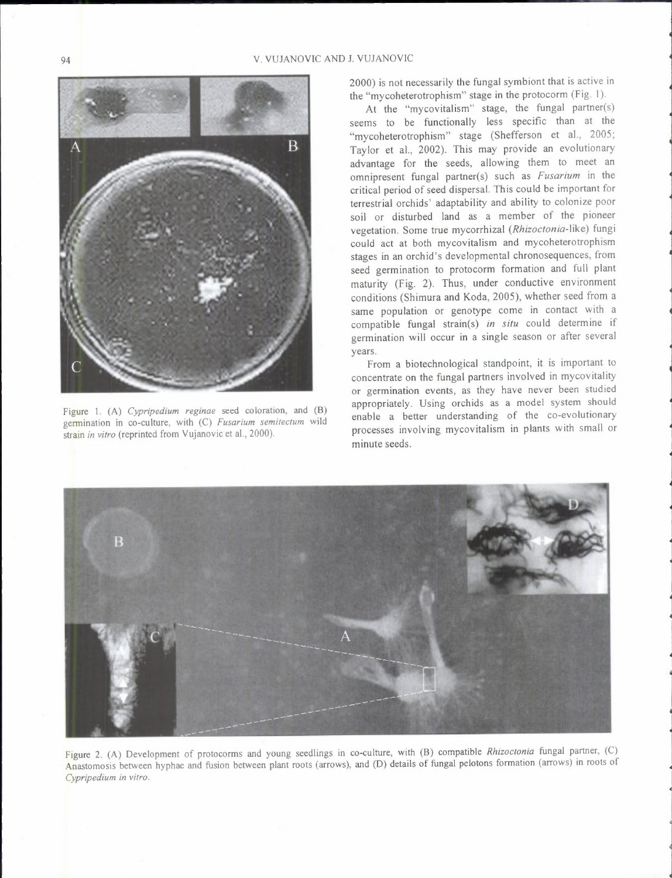2000) is not necessarily the fungal symbiont that is active in the "mycoheterotrophism" stage in the protocorm (Fig. 1).

At the "mycovitalism" stage, the fungal partner(s) seems to be functionally less specific than at the "mycoheterotrophism" stage (Shefferson et al., 2005; Taylor et al., 2002). This may provide an evolutionary advantage for the seeds, allowing them to meet an omnipresent fungal partner(s) such as *Fusarium* in the critical period of seed dispersal. This could be important for terrestrial orchids' adaptability and ability to colonize poor soil or disturbed land as a member of the pioneer vegetation. Some true mycorrhizal (*Rhizoctonia*-like) fungi could act at both mycovitalism and mycoheterotrophism stages in an orchid's developmental chronosequences, from seed germination to protocorm formation and full plant maturity (Fig. 2). Thus, under conductive environment conditions (Shimura and Koda, 2005), whether seed from a same population or genotype come in contact with a compatible fungal strain(s) *in situ* could determine if germination will occur in a single season or after several years.

From a biotechnological standpoint, it is important to concentrate on the fungal partners involved in mycovitality or germination events, as they have never been studied appropriately. Using orchids as a model system should enable a better understanding of the co-evolutionary processes involving mycovitalism in plants with small or minute seeds.

Figure 1. (A) *Cypripedium reginae* seed coloration, and (B) germination in co-culture, with (C) *Fusarium semitectum* wild strain *in vitro* (reprinted from Vujanovic et al., 2000).

Figure 2. (A) Development of protocorms and young seedlings in co-culture, with (B) compatible *Rhizoctonia* fungal partner, (C) Anastomosis between hyphae and fusion between plant roots (arrows), and (D) details of fungal pelotons formation (arrows) in roots of *Cypripedium in vitro*.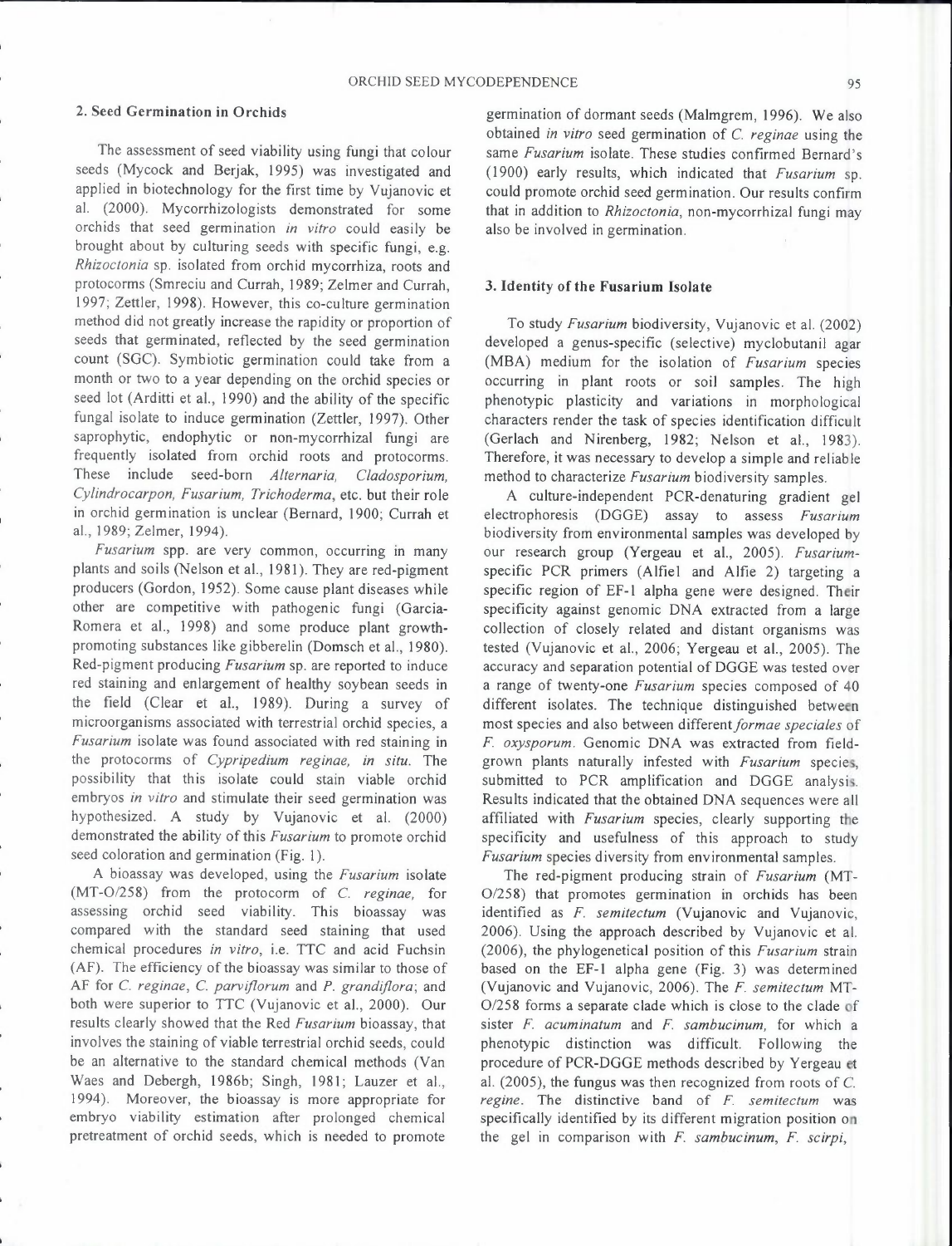## 2. Seed Germination in Orchids

The assessment of seed viability using fungi that colour seeds (Mycock and Berjak, 1995) was investigated and applied in biotechnology for the first time by Vujanovic et al. (2000). Mycorrhizologists demonstrated for some orchids that seed germination *in vitro* could easily be brought about by culturing seeds with specific fungi, e.g. *Rhizoctonia* sp. isolated from orchid mycorrhiza, roots and protocorms (Smreciu and Currah, 1989; Zelmer and Currah, 1997; Zettler, 1998). However, this co-culture germination method did not greatly increase the rapidity or proportion of seeds that germinated, reflected by the seed germination count (SGC). Symbiotic germination could take from a month or two to a year depending on the orchid species or seed lot (Arditti et al., 1990) and the ability of the specific fungal isolate to induce germination (Zettler, 1997). Other saprophytic, endophytic or non-mycorrhizal fungi are frequently isolated from orchid roots and protocorms. These include seed-born *Alternaria, Cladosporium, Cylindrocarpon, Fusarium, Trichoderma*, etc. but their role in orchid germination is unclear (Bernard, 1900; Currah et al., 1989; Zelmer, 1994).

*Fusarium* spp. are very common, occurring in many plants and soils (Nelson et al., 1981). They are red-pigment producers (Gordon, 1952). Some cause plant diseases while other are competitive with pathogenic fungi (Garcia-Romera et al., 1998) and some produce plant growth-promoting substances like gibberelin (Domsch et al., 1980). Red-pigment producing *Fusarium* sp. are reported to induce red staining and enlargement of healthy soybean seeds in the field (Clear et al., 1989). During a survey of microorganisms associated with terrestrial orchid species, a *Fusarium* isolate was found associated with red staining in the protocorms of *Cypripedium reginae, in situ*. The possibility that this isolate could stain viable orchid embryos *in vitro* and stimulate their seed germination was hypothesized. A study by Vujanovic et al. (2000) demonstrated the ability of this *Fusarium* to promote orchid seed coloration and germination (Fig. 1).

A bioassay was developed, using the *Fusarium* isolate (MT-O/258) from the protocorm of *C. reginae,* for assessing orchid seed viability. This bioassay was compared with the standard seed staining that used chemical procedures *in vitro*, i.e. TTC and acid Fuchsin (AF). The efficiency of the bioassay was similar to those of AF for *C. reginae*, *C. parviflorum* and *P. grandiflora*; and both were superior to TTC (Vujanovic et al., 2000). Our results clearly showed that the Red *Fusarium* bioassay, that involves the staining of viable terrestrial orchid seeds, could be an alternative to the standard chemical methods (Van Waes and Debergh, 1986b; Singh, 1981; Lauzer et al., 1994). Moreover, the bioassay is more appropriate for embryo viability estimation after prolonged chemical pretreatment of orchid seeds, which is needed to promote germination of dormant seeds (Malmgrem, 1996). We also obtained *in vitro* seed germination of *C. reginae* using the same *Fusarium* isolate. These studies confirmed Bernard's (1900) early results, which indicated that *Fusarium* sp. could promote orchid seed germination. Our results confirm that in addition to *Rhizoctonia*, non-mycorrhizal fungi may also be involved in germination.

## 3. Identity of the Fusarium Isolate

To study *Fusarium* biodiversity, Vujanovic et al. (2002) developed a genus-specific (selective) myclobutanil agar (MBA) medium for the isolation of *Fusarium* species occurring in plant roots or soil samples. The high phenotypic plasticity and variations in morphological characters render the task of species identification difficult (Gerlach and Nirenberg, 1982; Nelson et al., 1983). Therefore, it was necessary to develop a simple and reliable method to characterize *Fusarium* biodiversity samples.

A culture-independent PCR-denaturing gradient gel electrophoresis (DGGE) assay to assess *Fusarium* biodiversity from environmental samples was developed by our research group (Yergeau et al., 2005). *Fusarium*-specific PCR primers (Alfie1 and Alfie 2) targeting a specific region of EF-1 alpha gene were designed. Their specificity against genomic DNA extracted from a large collection of closely related and distant organisms was tested (Vujanovic et al., 2006; Yergeau et al., 2005). The accuracy and separation potential of DGGE was tested over a range of twenty-one *Fusarium* species composed of 40 different isolates. The technique distinguished between most species and also between different *formae speciales* of *F. oxysporum*. Genomic DNA was extracted from field-grown plants naturally infested with *Fusarium* species, submitted to PCR amplification and DGGE analysis. Results indicated that the obtained DNA sequences were all affiliated with *Fusarium* species, clearly supporting the specificity and usefulness of this approach to study *Fusarium* species diversity from environmental samples.

The red-pigment producing strain of *Fusarium* (MT-O/258) that promotes germination in orchids has been identified as *F. semitectum* (Vujanovic and Vujanovic, 2006). Using the approach described by Vujanovic et al. (2006), the phylogenetical position of this *Fusarium* strain based on the EF-1 alpha gene (Fig. 3) was determined (Vujanovic and Vujanovic, 2006). The *F. semitectum* MT-O/258 forms a separate clade which is close to the clade of sister *F. acuminatum* and *F. sambucinum,* for which a phenotypic distinction was difficult. Following the procedure of PCR-DGGE methods described by Yergeau et al. (2005), the fungus was then recognized from roots of *C. regine*. The distinctive band of *F. semitectum* was specifically identified by its different migration position on the gel in comparison with *F. sambucinum*, *F. scirpi*,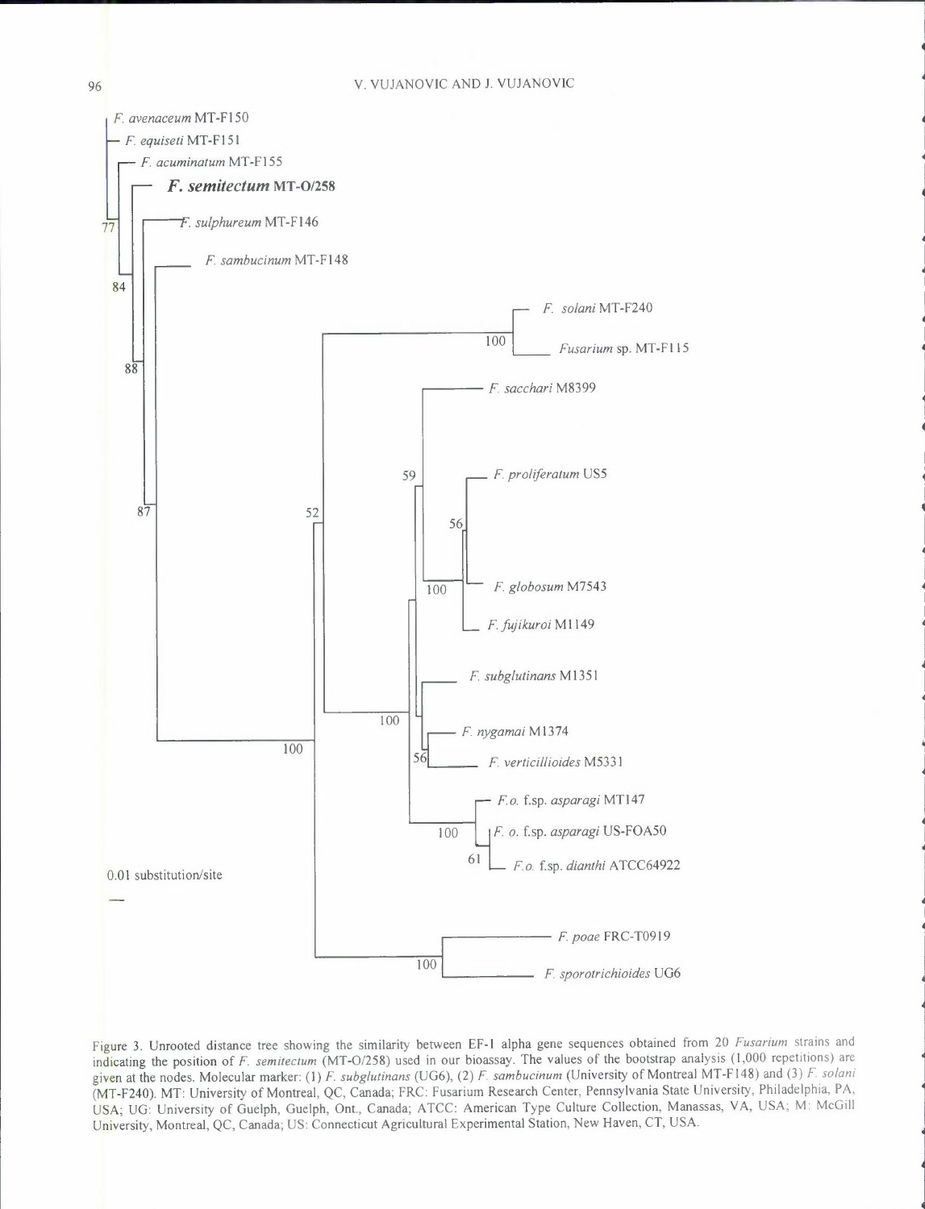Figure 3. Unrooted distance tree showing the similarity between EF-1 alpha gene sequences obtained from 20 *Fusarium* strains and indicating the position of *F. semitectum* (MT-O/258) used in our bioassay. The values of the bootstrap analysis (1,000 repetitions) are given at the nodes. Molecular marker: (1) *F. subglutinans* (UG6), (2) *F. sambucinum* (University of Montreal MT-F148) and (3) *F. solani* (MT-F240). MT: University of Montreal, QC, Canada; FRC: Fusarium Research Center, Pennsylvania State University, Philadelphia, PA, USA; UG: University of Guelph, Guelph, Ont., Canada; ATCC: American Type Culture Collection, Manassas, VA, USA; M: McGill University, Montreal, QC, Canada; US: Connecticut Agricultural Experimental Station, New Haven, CT, USA.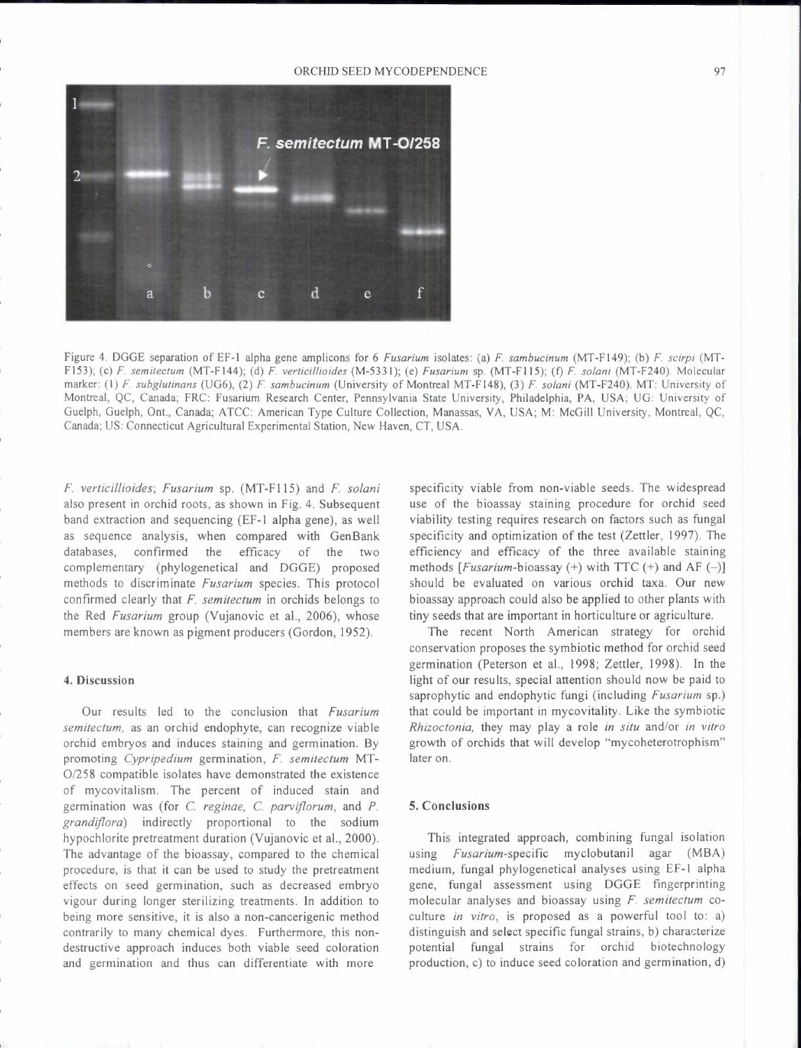Figure 4. DGGE separation of EF-1 alpha gene amplicons for 6 *Fusarium* isolates: (a) *F. sambucinum* (MT-F149); (b) *F. scirpi* (MT-F153); (c) *F. semitectum* (MT-F144); (d) *F. verticillioides* (M-5331); (e) *Fusarium* sp. (MT-F115); (f) *F. solani* (MT-F240). Molecular marker: (1) *F. subglutinans* (UG6), (2) *F. sambucinum* (University of Montreal MT-F148), (3) *F. solani* (MT-F240). MT: University of Montreal, QC, Canada; FRC: Fusarium Research Center, Pennsylvania State University, Philadelphia, PA, USA; UG: University of Guelph, Guelph, Ont., Canada; ATCC: American Type Culture Collection, Manassas, VA, USA; M: McGill University, Montreal, QC, Canada; US: Connecticut Agricultural Experimental Station, New Haven, CT, USA.

*F. verticillioides*; *Fusarium* sp. (MT-F115) and *F. solani* also present in orchid roots, as shown in Fig. 4. Subsequent band extraction and sequencing (EF-1 alpha gene), as well as sequence analysis, when compared with GenBank databases, confirmed the efficacy of the two complementary (phylogenetical and DGGE) proposed methods to discriminate *Fusarium* species. This protocol confirmed clearly that *F. semitectum* in orchids belongs to the Red *Fusarium* group (Vujanovic et al., 2006), whose members are known as pigment producers (Gordon, 1952).

## 4. Discussion

Our results led to the conclusion that *Fusarium semitectum*, as an orchid endophyte, can recognize viable orchid embryos and induces staining and germination. By promoting *Cypripedium* germination, *F. semitectum* MT-O/258 compatible isolates have demonstrated the existence of mycovitalism. The percent of induced stain and germination was (for *C. reginae, C. parviflorum*, and *P. grandiflora*) indirectly proportional to the sodium hypochlorite pretreatment duration (Vujanovic et al., 2000). The advantage of the bioassay, compared to the chemical procedure, is that it can be used to study the pretreatment effects on seed germination, such as decreased embryo vigour during longer sterilizing treatments. In addition to being more sensitive, it is also a non-cancerigenic method contrarily to many chemical dyes. Furthermore, this non-destructive approach induces both viable seed coloration and germination and thus can differentiate with more specificity viable from non-viable seeds. The widespread use of the bioassay staining procedure for orchid seed viability testing requires research on factors such as fungal specificity and optimization of the test (Zettler, 1997). The efficiency and efficacy of the three available staining methods [*Fusarium*-bioassay (+) with TTC (+) and AF (–)] should be evaluated on various orchid taxa. Our new bioassay approach could also be applied to other plants with tiny seeds that are important in horticulture or agriculture.

The recent North American strategy for orchid conservation proposes the symbiotic method for orchid seed germination (Peterson et al., 1998; Zettler, 1998). In the light of our results, special attention should now be paid to saprophytic and endophytic fungi (including *Fusarium* sp.) that could be important in mycovitality. Like the symbiotic *Rhizoctonia*, they may play a role *in situ* and/or *in vitro* growth of orchids that will develop "mycoheterotrophism" later on.

## 5. Conclusions

This integrated approach, combining fungal isolation using *Fusarium*-specific myclobutanil agar (MBA) medium, fungal phylogenetical analyses using EF-1 alpha gene, fungal assessment using DGGE fingerprinting molecular analyses and bioassay using *F. semitectum* co-culture *in vitro*, is proposed as a powerful tool to: a) distinguish and select specific fungal strains, b) characterize potential fungal strains for orchid biotechnology production, c) to induce seed coloration and germination, d)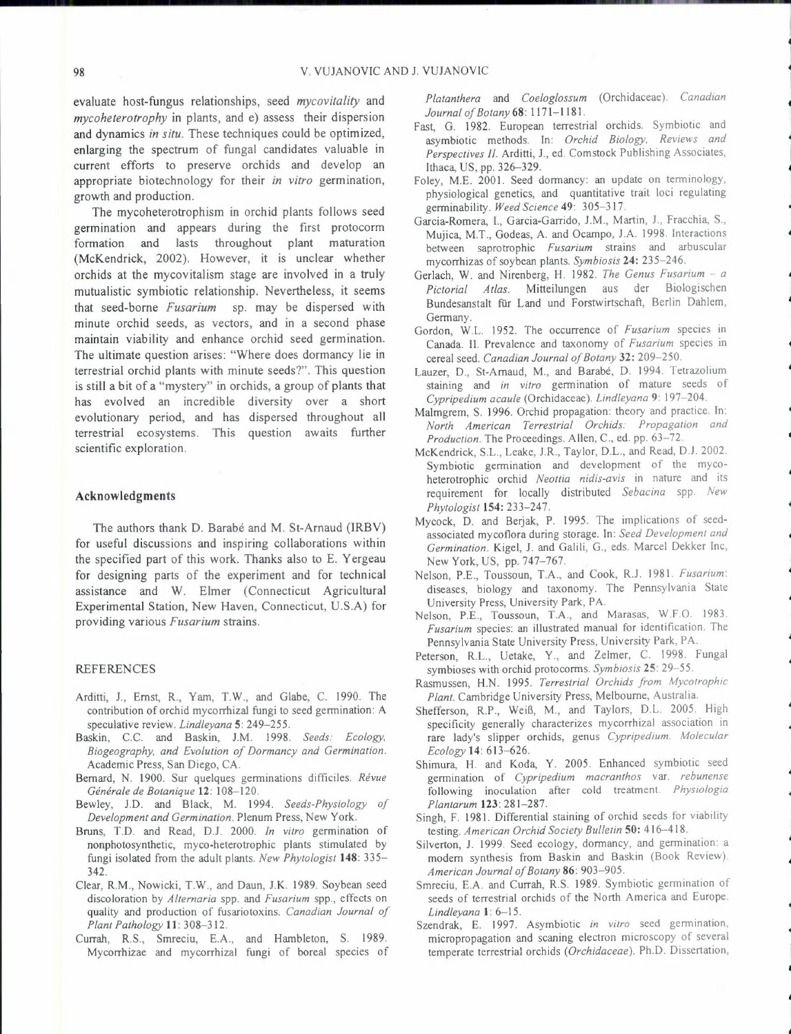evaluate host-fungus relationships, seed *mycovitality* and *mycoheterotrophy* in plants, and e) assess their dispersion and dynamics *in situ*. These techniques could be optimized, enlarging the spectrum of fungal candidates valuable in current efforts to preserve orchids and develop an appropriate biotechnology for their *in vitro* germination, growth and production.

The mycoheterotrophism in orchid plants follows seed germination and appears during the first protocorm formation and lasts throughout plant maturation (McKendrick, 2002). However, it is unclear whether orchids at the mycovitalism stage are involved in a truly mutualistic symbiotic relationship. Nevertheless, it seems that seed-borne *Fusarium* sp. may be dispersed with minute orchid seeds, as vectors, and in a second phase maintain viability and enhance orchid seed germination. The ultimate question arises: "Where does dormancy lie in terrestrial orchid plants with minute seeds?". This question is still a bit of a "mystery" in orchids, a group of plants that has evolved an incredible diversity over a short evolutionary period, and has dispersed throughout all terrestrial ecosystems. This question awaits further scientific exploration.

## Acknowledgments

The authors thank D. Barabé and M. St-Arnaud (IRBV) for useful discussions and inspiring collaborations within the specified part of this work. Thanks also to E. Yergeau for designing parts of the experiment and for technical assistance and W. Elmer (Connecticut Agricultural Experimental Station, New Haven, Connecticut, U.S.A) for providing various *Fusarium* strains.

## REFERENCES

Arditti, J., Ernst, R., Yam, T.W., and Glabe, C. 1990. The contribution of orchid mycorrhizal fungi to seed germination: A speculative review. *Lindleyana* **5**: 249–255.

Baskin, C.C. and Baskin, J.M. 1998. *Seeds: Ecology, Biogeography, and Evolution of Dormancy and Germination*. Academic Press, San Diego, CA.

Bernard, N. 1900. Sur quelques germinations difficiles. *Révue Générale de Botanique* **12**: 108–120.

Bewley, J.D. and Black, M. 1994. *Seeds-Physiology of Development and Germination*. Plenum Press, New York.

Bruns, T.D. and Read, D.J. 2000. *In vitro* germination of nonphotosynthetic, myco-heterotrophic plants stimulated by fungi isolated from the adult plants. *New Phytologist* **148**: 335–342.

Clear, R.M., Nowicki, T.W., and Daun, J.K. 1989. Soybean seed discoloration by *Alternaria* spp. and *Fusarium* spp., effects on quality and production of fusariotoxins. *Canadian Journal of Plant Pathology* **11**: 308–312.

Currah, R.S., Smreciu, E.A., and Hambleton, S. 1989. Mycorrhizae and mycorrhizal fungi of boreal species of *Platanthera* and *Coeloglossum* (Orchidaceae). *Canadian Journal of Botany* **68**: 1171–1181.

Fast, G. 1982. European terrestrial orchids. Symbiotic and asymbiotic methods. In: *Orchid Biology, Reviews and Perspectives II*. Arditti, J., ed. Comstock Publishing Associates, Ithaca, US, pp. 326–329.

Foley, M.E. 2001. Seed dormancy: an update on terminology, physiological genetics, and quantitative trait loci regulating germinability. *Weed Science* **49**: 305–317.

Garcia-Romera, I., Garcia-Garrido, J.M., Martin, J., Fracchia, S., Mujica, M.T., Godeas, A. and Ocampo, J.A. 1998. Interactions between saprotrophic *Fusarium* strains and arbuscular mycorrhizas of soybean plants. *Symbiosis* **24**: 235–246.

Gerlach, W. and Nirenberg, H. 1982. *The Genus Fusarium – a Pictorial Atlas*. Mitteilungen aus der Biologischen Bundesanstalt für Land und Forstwirtschaft, Berlin Dahlem, Germany.

Gordon, W.L. 1952. The occurrence of *Fusarium* species in Canada. II. Prevalence and taxonomy of *Fusarium* species in cereal seed. *Canadian Journal of Botany* **32**: 209–250.

Lauzer, D., St-Arnaud, M., and Barabé, D. 1994. Tetrazolium staining and *in vitro* germination of mature seeds of *Cypripedium acaule* (Orchidaceae). *Lindleyana* **9**: 197–204.

Malmgrem, S. 1996. Orchid propagation: theory and practice. In: *North American Terrestrial Orchids: Propagation and Production*. The Proceedings. Allen, C., ed. pp. 63–72.

McKendrick, S.L., Leake, J.R., Taylor, D.L., and Read, D.J. 2002. Symbiotic germination and development of the myco-heterotrophic orchid *Neottia nidis-avis* in nature and its requirement for locally distributed *Sebacina* spp. *New Phytologist* **154**: 233–247.

Mycock, D. and Berjak, P. 1995. The implications of seed-associated mycoflora during storage. In: *Seed Development and Germination*. Kigel, J. and Galili, G., eds. Marcel Dekker Inc, New York, US, pp. 747–767.

Nelson, P.E., Toussoun, T.A., and Cook, R.J. 1981. *Fusarium*: diseases, biology and taxonomy. The Pennsylvania State University Press, University Park, PA.

Nelson, P.E., Toussoun, T.A., and Marasas, W.F.O. 1983. *Fusarium* species: an illustrated manual for identification. The Pennsylvania State University Press, University Park, PA.

Peterson, R.L., Uetake, Y., and Zelmer, C. 1998. Fungal symbioses with orchid protocorms. *Symbiosis* **25**: 29–55.

Rasmussen, H.N. 1995. *Terrestrial Orchids from Mycotrophic Plant*. Cambridge University Press, Melbourne, Australia.

Shefferson, R.P., Weiß, M., and Taylors, D.L. 2005. High specificity generally characterizes mycorrhizal association in rare lady's slipper orchids, genus *Cypripedium*. *Molecular Ecology* **14**: 613–626.

Shimura, H. and Koda, Y. 2005. Enhanced symbiotic seed germination of *Cypripedium macranthos* var. *rebunense* following inoculation after cold treatment. *Physiologia Plantarum* **123**: 281–287.

Singh, F. 1981. Differential staining of orchid seeds for viability testing. *American Orchid Society Bulletin* **50**: 416–418.

Silverton, J. 1999. Seed ecology, dormancy, and germination: a modern synthesis from Baskin and Baskin (Book Review). *American Journal of Botany* **86**: 903–905.

Smreciu, E.A. and Currah, R.S. 1989. Symbiotic germination of seeds of terrestrial orchids of the North America and Europe. *Lindleyana* **1**: 6–15.

Szendrak, E. 1997. Asymbiotic *in vitro* seed germination, micropropagation and scaning electron microscopy of several temperate terrestrial orchids (*Orchidaceae*). Ph.D. Dissertation,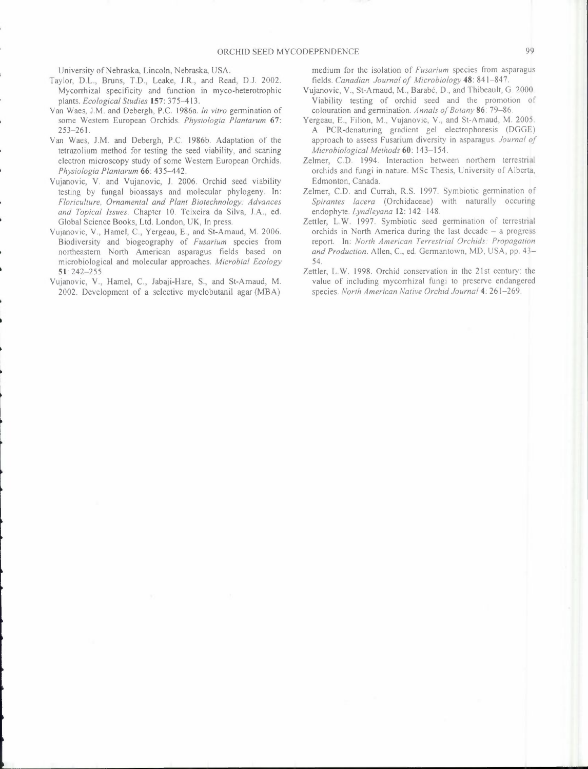University of Nebraska, Lincoln, Nebraska, USA.

Taylor, D.L., Bruns, T.D., Leake, J.R., and Read, D.J. 2002. Mycorrhizal specificity and function in myco-heterotrophic plants. *Ecological Studies* **157**: 375–413.

Van Waes, J.M. and Debergh, P.C. 1986a. *In vitro* germination of some Western European Orchids. *Physiologia Plantarum* **67**: 253–261.

Van Waes, J.M. and Debergh, P.C. 1986b. Adaptation of the tetrazolium method for testing the seed viability, and scaning electron microscopy study of some Western European Orchids. *Physiologia Plantarum* **66**: 435–442.

Vujanovic, V. and Vujanovic, J. 2006. Orchid seed viability testing by fungal bioassays and molecular phylogeny. In: *Floriculture, Ornamental and Plant Biotechnology: Advances and Topical Issues*. Chapter 10. Teixeira da Silva, J.A., ed. Global Science Books, Ltd. London, UK, In press.

Vujanovic, V., Hamel, C., Yergeau, E., and St-Arnaud, M. 2006. Biodiversity and biogeography of *Fusarium* species from northeastern North American asparagus fields based on microbiological and molecular approaches. *Microbial Ecology* **51**: 242–255.

Vujanovic, V., Hamel, C., Jabaji-Hare, S., and St-Arnaud, M. 2002. Development of a selective myclobutanil agar (MBA) medium for the isolation of *Fusarium* species from asparagus fields. *Canadian Journal of Microbiology* **48**: 841–847.

Vujanovic, V., St-Arnaud, M., Barabé, D., and Thibeault, G. 2000. Viability testing of orchid seed and the promotion of colouration and germination. *Annals of Botany* **86**: 79–86.

Yergeau, E., Filion, M., Vujanovic, V., and St-Arnaud, M. 2005. A PCR-denaturing gradient gel electrophoresis (DGGE) approach to assess Fusarium diversity in asparagus. *Journal of Microbiological Methods* **60**: 143–154.

Zelmer, C.D. 1994. Interaction between northern terrestrial orchids and fungi in nature. MSc Thesis, University of Alberta, Edmonton, Canada.

Zelmer, C.D. and Currah, R.S. 1997. Symbiotic germination of *Spirantes lacera* (Orchidaceae) with naturally occuring endophyte. *Lyndleyana* **12**: 142–148.

Zettler, L.W. 1997. Symbiotic seed germination of terrestrial orchids in North America during the last decade – a progress report. In: *North American Terrestrial Orchids: Propagation and Production*. Allen, C., ed. Germantown, MD, USA, pp. 43–54.

Zettler, L.W. 1998. Orchid conservation in the 21st century: the value of including mycorrhizal fungi to preserve endangered species. *North American Native Orchid Journal* **4**: 261–269.